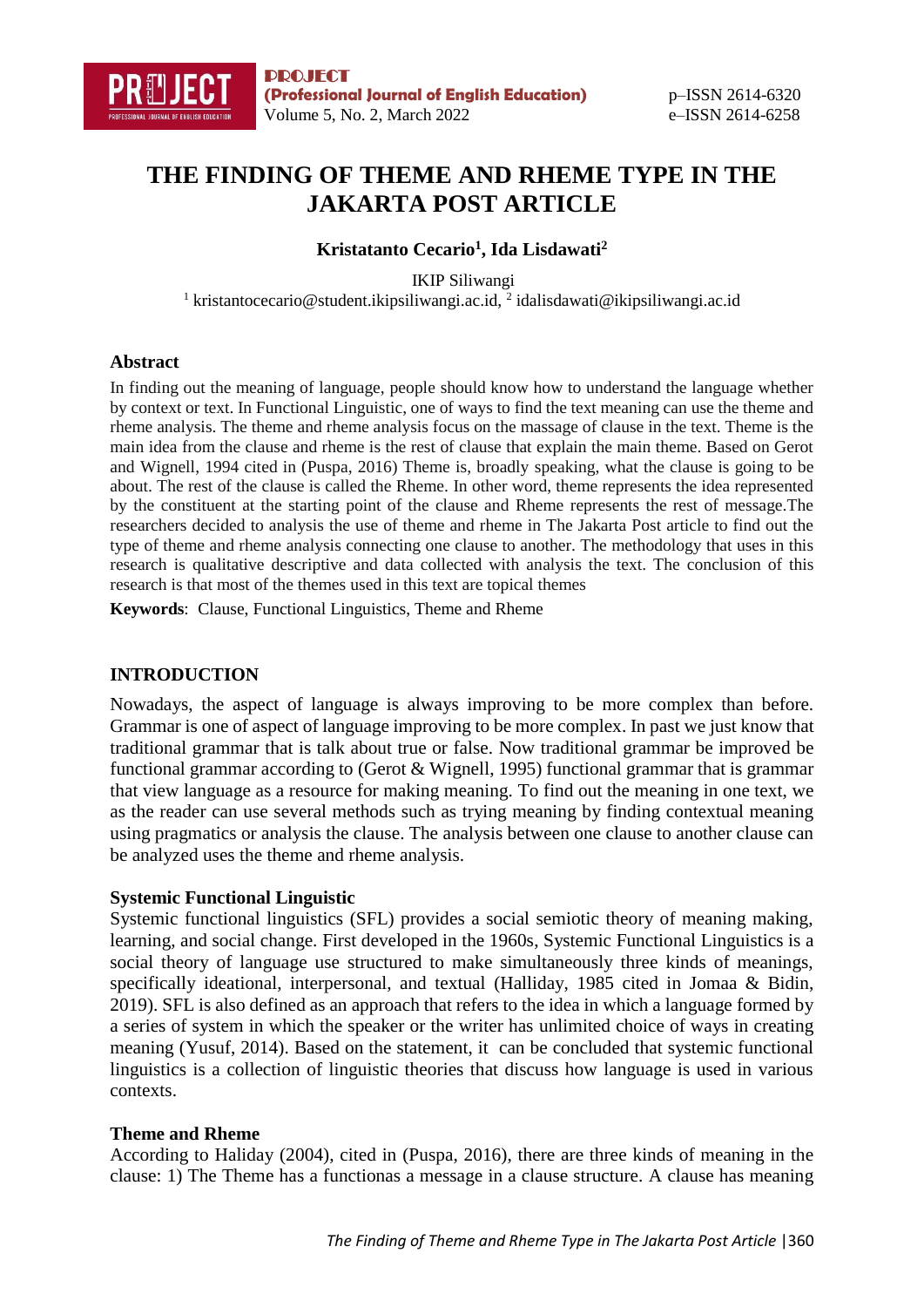# THE FINDING OF THEME AND RHEME TYPE IN THE JAKARTA POST ARTICLE

**Kristatanto Cecario[1], Ida Lisdawati[2]**

IKIP Siliwangi

[1] kristantocecario@student.ikipsiliwangi.ac.id, [2] idalisdawati@ikipsiliwangi.ac.id

## Abstract

In finding out the meaning of language, people should know how to understand the language whether by context or text. In Functional Linguistic, one of ways to find the text meaning can use the theme and rheme analysis. The theme and rheme analysis focus on the massage of clause in the text. Theme is the main idea from the clause and rheme is the rest of clause that explain the main theme. Based on Gerot and Wignell, 1994 cited in (Puspa, 2016) Theme is, broadly speaking, what the clause is going to be about. The rest of the clause is called the Rheme. In other word, theme represents the idea represented by the constituent at the starting point of the clause and Rheme represents the rest of message.The researchers decided to analysis the use of theme and rheme in The Jakarta Post article to find out the type of theme and rheme analysis connecting one clause to another. The methodology that uses in this research is qualitative descriptive and data collected with analysis the text. The conclusion of this research is that most of the themes used in this text are topical themes

**Keywords**: Clause, Functional Linguistics, Theme and Rheme

## INTRODUCTION

Nowadays, the aspect of language is always improving to be more complex than before. Grammar is one of aspect of language improving to be more complex. In past we just know that traditional grammar that is talk about true or false. Now traditional grammar be improved be functional grammar according to (Gerot & Wignell, 1995) functional grammar that is grammar that view language as a resource for making meaning. To find out the meaning in one text, we as the reader can use several methods such as trying meaning by finding contextual meaning using pragmatics or analysis the clause. The analysis between one clause to another clause can be analyzed uses the theme and rheme analysis.

### Systemic Functional Linguistic

Systemic functional linguistics (SFL) provides a social semiotic theory of meaning making, learning, and social change. First developed in the 1960s, Systemic Functional Linguistics is a social theory of language use structured to make simultaneously three kinds of meanings, specifically ideational, interpersonal, and textual (Halliday, 1985 cited in Jomaa & Bidin, 2019). SFL is also defined as an approach that refers to the idea in which a language formed by a series of system in which the speaker or the writer has unlimited choice of ways in creating meaning (Yusuf, 2014). Based on the statement, it can be concluded that systemic functional linguistics is a collection of linguistic theories that discuss how language is used in various contexts.

### Theme and Rheme

According to Haliday (2004), cited in (Puspa, 2016), there are three kinds of meaning in the clause: 1) The Theme has a functionas a message in a clause structure. A clause has meaning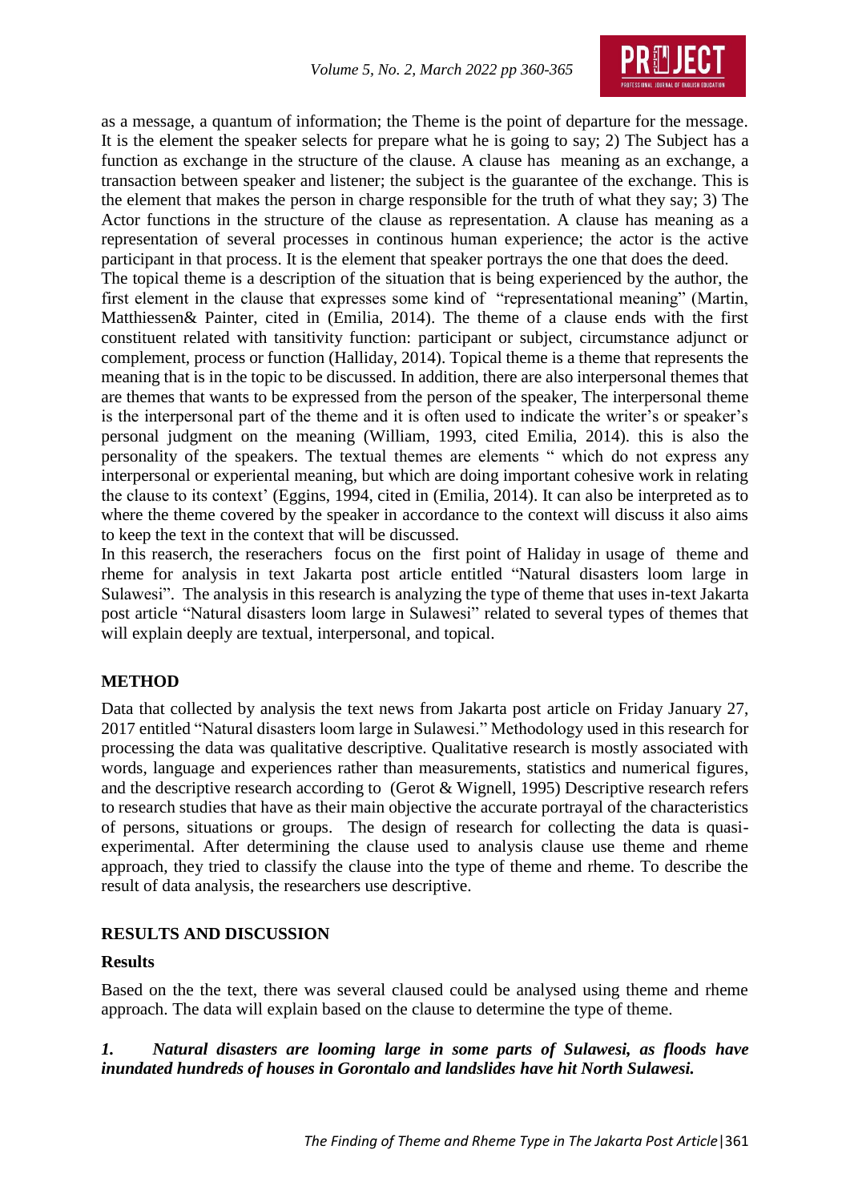as a message, a quantum of information; the Theme is the point of departure for the message. It is the element the speaker selects for prepare what he is going to say; 2) The Subject has a function as exchange in the structure of the clause. A clause has meaning as an exchange, a transaction between speaker and listener; the subject is the guarantee of the exchange. This is the element that makes the person in charge responsible for the truth of what they say; 3) The Actor functions in the structure of the clause as representation. A clause has meaning as a representation of several processes in continous human experience; the actor is the active participant in that process. It is the element that speaker portrays the one that does the deed.

The topical theme is a description of the situation that is being experienced by the author, the first element in the clause that expresses some kind of "representational meaning" (Martin, Matthiessen& Painter, cited in (Emilia, 2014). The theme of a clause ends with the first constituent related with tansitivity function: participant or subject, circumstance adjunct or complement, process or function (Halliday, 2014). Topical theme is a theme that represents the meaning that is in the topic to be discussed. In addition, there are also interpersonal themes that are themes that wants to be expressed from the person of the speaker, The interpersonal theme is the interpersonal part of the theme and it is often used to indicate the writer's or speaker's personal judgment on the meaning (William, 1993, cited Emilia, 2014). this is also the personality of the speakers. The textual themes are elements " which do not express any interpersonal or experiental meaning, but which are doing important cohesive work in relating the clause to its context' (Eggins, 1994, cited in (Emilia, 2014). It can also be interpreted as to where the theme covered by the speaker in accordance to the context will discuss it also aims to keep the text in the context that will be discussed.

In this reaserch, the reseracher focus on the first point of Haliday in usage of theme and rheme for analysis in text Jakarta post article entitled "Natural disasters loom large in Sulawesi". The analysis in this research is analyzing the type of theme that uses in-text Jakarta post article "Natural disasters loom large in Sulawesi" related to several types of themes that will explain deeply are textual, interpersonal, and topical.

## METHOD

Data that collected by analysis the text news from Jakarta post article on Friday January 27, 2017 entitled "Natural disasters loom large in Sulawesi." Methodology used in this research for processing the data was qualitative descriptive. Qualitative research is mostly associated with words, language and experiences rather than measurements, statistics and numerical figures, and the descriptive research according to (Gerot & Wignell, 1995) Descriptive research refers to research studies that have as their main objective the accurate portrayal of the characteristics of persons, situations or groups. The design of research for collecting the data is quasi-experimental. After determining the clause used to analysis clause use theme and rheme approach, they tried to classify the clause into the type of theme and rheme. To describe the result of data analysis, the researchers use descriptive.

## RESULTS AND DISCUSSION

### Results

Based on the the text, there was several claused could be analysed using theme and rheme approach. The data will explain based on the clause to determine the type of theme.

***1. Natural disasters are looming large in some parts of Sulawesi, as floods have inundated hundreds of houses in Gorontalo and landslides have hit North Sulawesi.***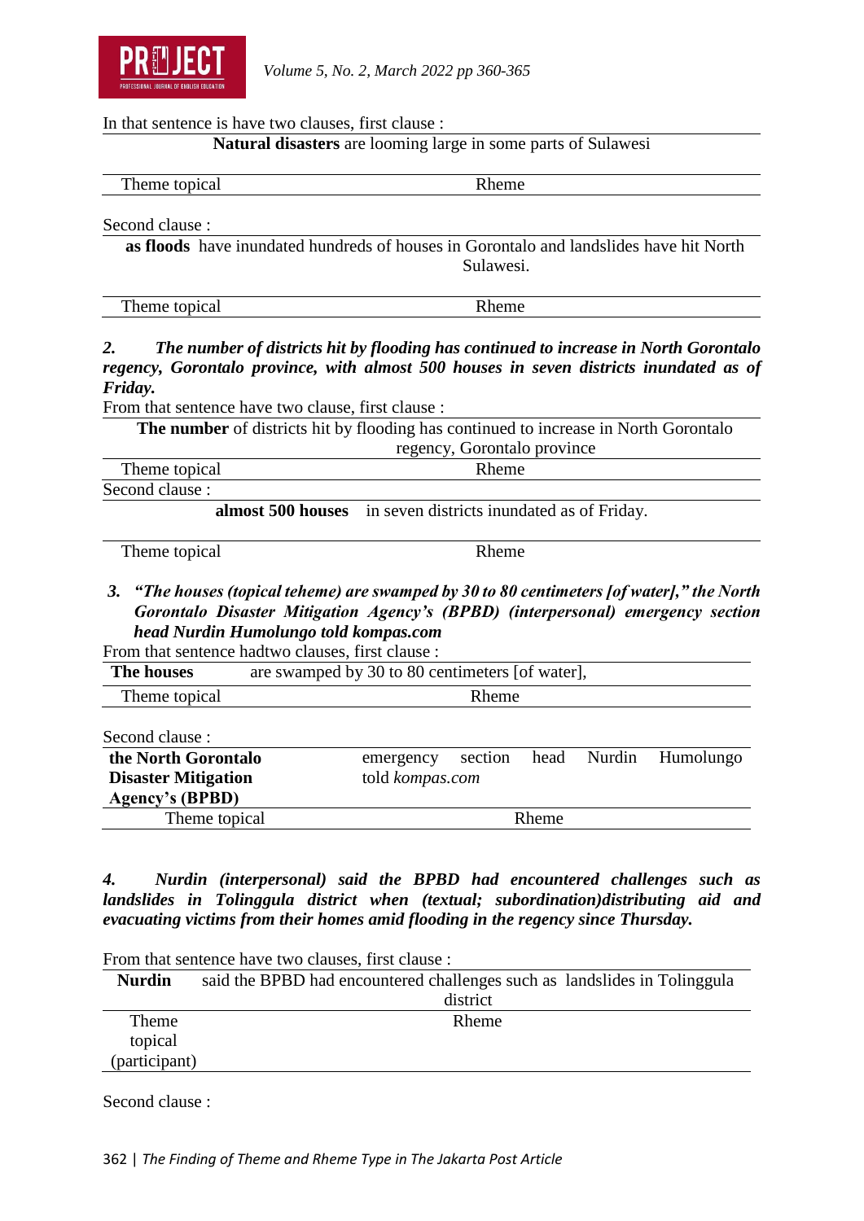In that sentence is have two clauses, first clause :

| **Natural disasters** | are looming large in some parts of Sulawesi |
|---|---|
| Theme topical | Rheme |

Second clause :

| **as floods** | have inundated hundreds of houses in Gorontalo and landslides have hit North Sulawesi. |
|---|---|
| Theme topical | Rheme |

*2. **The number of districts hit by flooding has continued to increase in North Gorontalo regency, Gorontalo province, with almost 500 houses in seven districts inundated as of Friday.***

From that sentence have two clause, first clause :

| **The number** | of districts hit by flooding has continued to increase in North Gorontalo regency, Gorontalo province |
|---|---|
| Theme topical | Rheme |

Second clause :

| **almost 500 houses** | in seven districts inundated as of Friday. |
|---|---|
| Theme topical | Rheme |

*3. **"The houses (topical teheme) are swamped by 30 to 80 centimeters [of water]," the North Gorontalo Disaster Mitigation Agency's (BPBD) (interpersonal) emergency section head Nurdin Humolungo told kompas.com***

From that sentence hadtwo clauses, first clause :

| **The houses** | are swamped by 30 to 80 centimeters [of water], |
|---|---|
| Theme topical | Rheme |

Second clause :

| **the North Gorontalo Disaster Mitigation Agency's (BPBD)** | emergency section head Nurdin Humolungo told *kompas.com* |
|---|---|
| Theme topical | Rheme |

*4. **Nurdin (interpersonal) said the BPBD had encountered challenges such as landslides in Tolinggula district when (textual; subordination)distributing aid and evacuating victims from their homes amid flooding in the regency since Thursday.***

From that sentence have two clauses, first clause :

| **Nurdin** | said the BPBD had encountered challenges such as landslides in Tolinggula district |
|---|---|
| Theme topical (participant) | Rheme |

Second clause :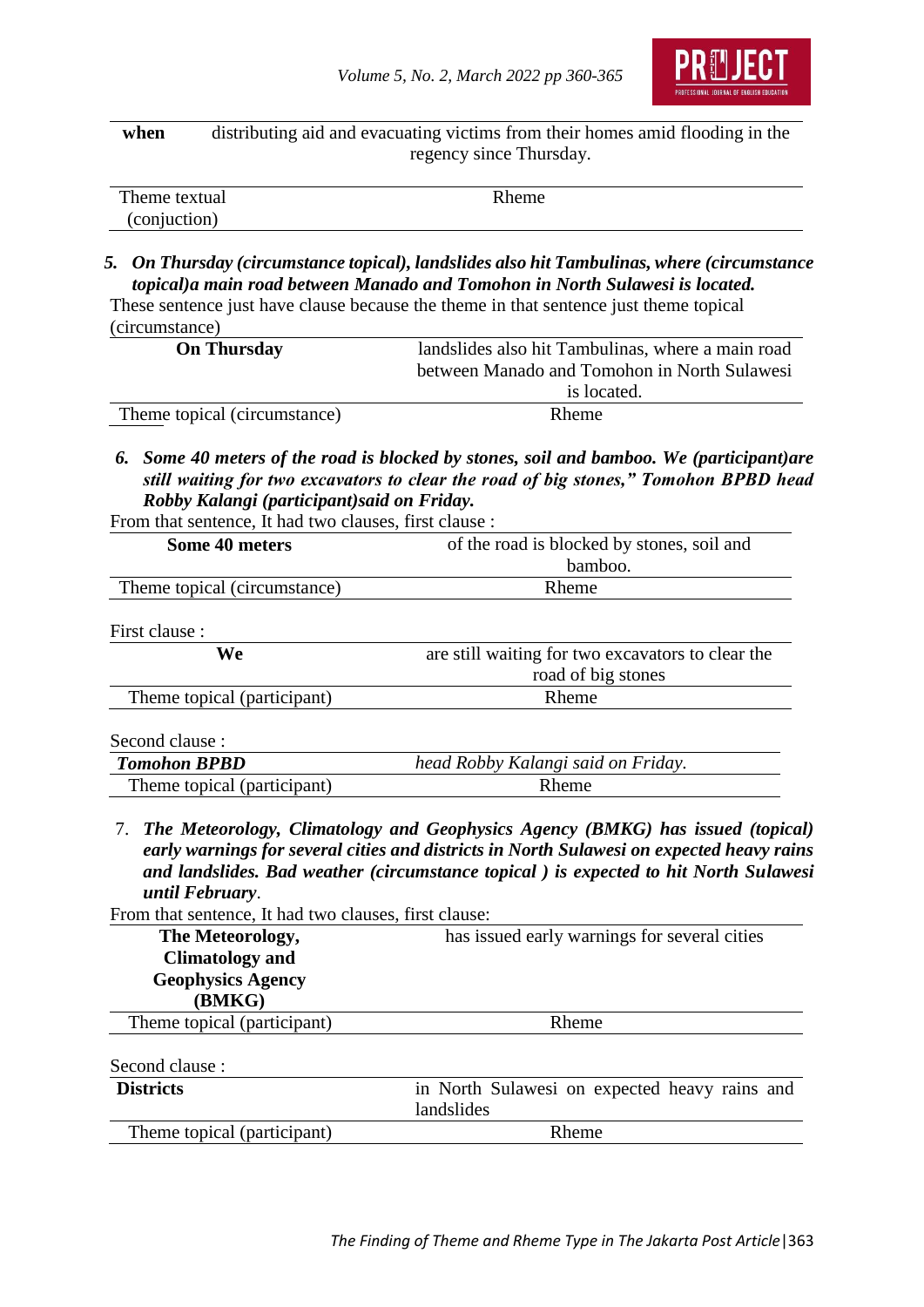| **when** | distributing aid and evacuating victims from their homes amid flooding in the regency since Thursday. |
|---|---|
| Theme textual (conjuction) | Rheme |

5. ***On Thursday (circumstance topical), landslides also hit Tambulinas, where (circumstance topical)a main road between Manado and Tomohon in North Sulawesi is located.***

These sentence just have clause because the theme in that sentence just theme topical (circumstance)

| **On Thursday** | landslides also hit Tambulinas, where a main road between Manado and Tomohon in North Sulawesi is located. |
|---|---|
| Theme topical (circumstance) | Rheme |

6. ***Some 40 meters of the road is blocked by stones, soil and bamboo. We (participant)are still waiting for two excavators to clear the road of big stones," Tomohon BPBD head Robby Kalangi (participant)said on Friday.***

From that sentence, It had two clauses, first clause :

| **Some 40 meters** | of the road is blocked by stones, soil and bamboo. |
|---|---|
| Theme topical (circumstance) | Rheme |

First clause :

| **We** | are still waiting for two excavators to clear the road of big stones |
|---|---|
| Theme topical (participant) | Rheme |

Second clause :

| ***Tomohon BPBD*** | *head Robby Kalangi said on Friday.* |
|---|---|
| Theme topical (participant) | Rheme |

7. ***The Meteorology, Climatology and Geophysics Agency (BMKG) has issued (topical) early warnings for several cities and districts in North Sulawesi on expected heavy rains and landslides. Bad weather (circumstance topical ) is expected to hit North Sulawesi until February***.

From that sentence, It had two clauses, first clause:

| **The Meteorology, Climatology and Geophysics Agency (BMKG)** | has issued early warnings for several cities |
|---|---|
| Theme topical (participant) | Rheme |

Second clause :

| **Districts** | in North Sulawesi on expected heavy rains and landslides |
|---|---|
| Theme topical (participant) | Rheme |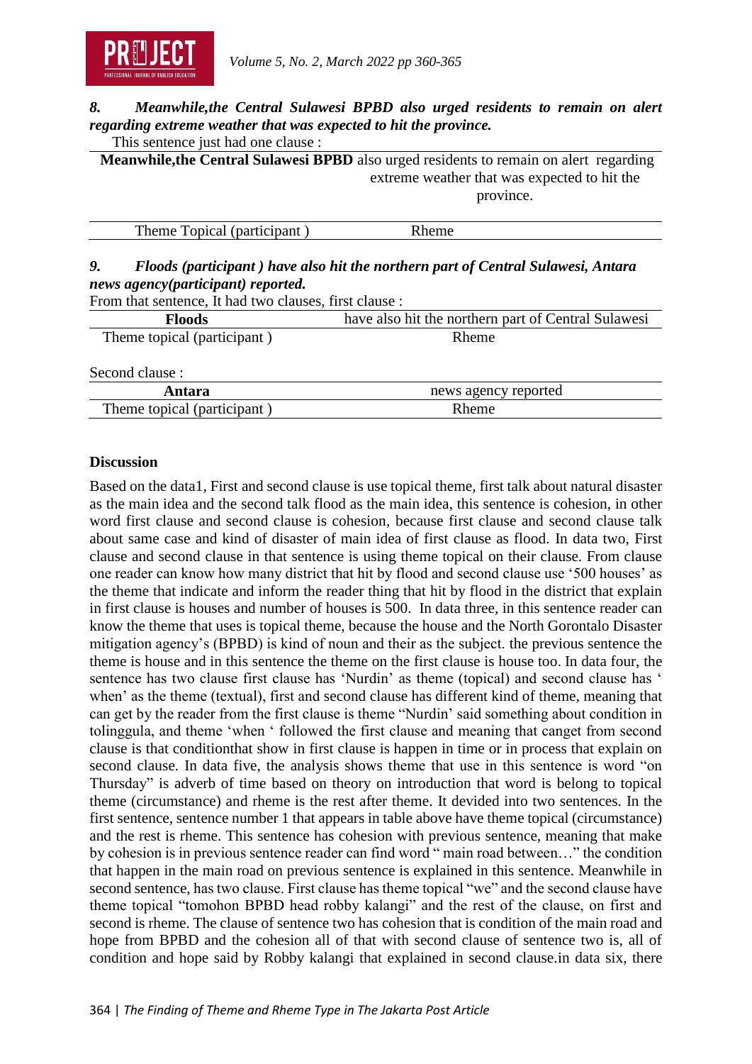*8. Meanwhile,the Central Sulawesi BPBD also urged residents to remain on alert regarding extreme weather that was expected to hit the province.*

This sentence just had one clause :

| **Meanwhile,the Central Sulawesi BPBD** | also urged residents to remain on alert regarding extreme weather that was expected to hit the province. |
|---|---|
| Theme Topical (participant ) | Rheme |

*9. Floods (participant ) have also hit the northern part of Central Sulawesi, Antara news agency(participant) reported.*

From that sentence, It had two clauses, first clause :

| **Floods** | have also hit the northern part of Central Sulawesi |
|---|---|
| Theme topical (participant ) | Rheme |

Second clause :

| **Antara** | news agency reported |
|---|---|
| Theme topical (participant ) | Rheme |

**Discussion**

Based on the data1, First and second clause is use topical theme, first talk about natural disaster as the main idea and the second talk flood as the main idea, this sentence is cohesion, in other word first clause and second clause is cohesion, because first clause and second clause talk about same case and kind of disaster of main idea of first clause as flood. In data two, First clause and second clause in that sentence is using theme topical on their clause. From clause one reader can know how many district that hit by flood and second clause use '500 houses' as the theme that indicate and inform the reader thing that hit by flood in the district that explain in first clause is houses and number of houses is 500. In data three, in this sentence reader can know the theme that uses is topical theme, because the house and the North Gorontalo Disaster mitigation agency's (BPBD) is kind of noun and their as the subject. the previous sentence the theme is house and in this sentence the theme on the first clause is house too. In data four, the sentence has two clause first clause has 'Nurdin' as theme (topical) and second clause has ' when' as the theme (textual), first and second clause has different kind of theme, meaning that can get by the reader from the first clause is theme "Nurdin' said something about condition in tolinggula, and theme 'when ' followed the first clause and meaning that canget from second clause is that conditionthat show in first clause is happen in time or in process that explain on second clause. In data five, the analysis shows theme that use in this sentence is word "on Thursday" is adverb of time based on theory on introduction that word is belong to topical theme (circumstance) and rheme is the rest after theme. It devided into two sentences. In the first sentence, sentence number 1 that appears in table above have theme topical (circumstance) and the rest is rheme. This sentence has cohesion with previous sentence, meaning that make by cohesion is in previous sentence reader can find word " main road between…" the condition that happen in the main road on previous sentence is explained in this sentence. Meanwhile in second sentence, has two clause. First clause has theme topical "we" and the second clause have theme topical "tomohon BPBD head robby kalangi" and the rest of the clause, on first and second is rheme. The clause of sentence two has cohesion that is condition of the main road and hope from BPBD and the cohesion all of that with second clause of sentence two is, all of condition and hope said by Robby kalangi that explained in second clause.in data six, there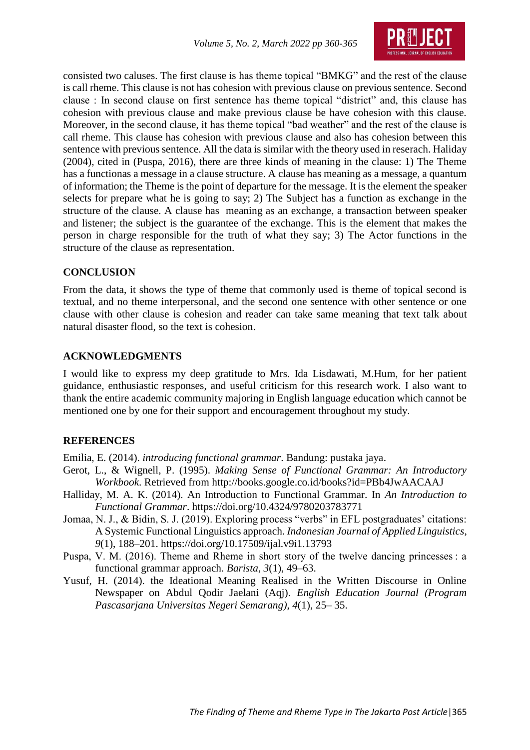consisted two caluses. The first clause is has theme topical “BMKG” and the rest of the clause is call rheme. This clause is not has cohesion with previous clause on previous sentence. Second clause : In second clause on first sentence has theme topical “district” and, this clause has cohesion with previous clause and make previous clause be have cohesion with this clause. Moreover, in the second clause, it has theme topical “bad weather” and the rest of the clause is call rheme. This clause has cohesion with previous clause and also has cohesion between this sentence with previous sentence. All the data is similar with the theory used in reserach. Haliday (2004), cited in (Puspa, 2016), there are three kinds of meaning in the clause: 1) The Theme has a functionas a message in a clause structure. A clause has meaning as a message, a quantum of information; the Theme is the point of departure for the message. It is the element the speaker selects for prepare what he is going to say; 2) The Subject has a function as exchange in the structure of the clause. A clause has meaning as an exchange, a transaction between speaker and listener; the subject is the guarantee of the exchange. This is the element that makes the person in charge responsible for the truth of what they say; 3) The Actor functions in the structure of the clause as representation.

## CONCLUSION

From the data, it shows the type of theme that commonly used is theme of topical second is textual, and no theme interpersonal, and the second one sentence with other sentence or one clause with other clause is cohesion and reader can take same meaning that text talk about natural disaster flood, so the text is cohesion.

## ACKNOWLEDGMENTS

I would like to express my deep gratitude to Mrs. Ida Lisdawati, M.Hum, for her patient guidance, enthusiastic responses, and useful criticism for this research work. I also want to thank the entire academic community majoring in English language education which cannot be mentioned one by one for their support and encouragement throughout my study.

## REFERENCES

Emilia, E. (2014). *introducing functional grammar*. Bandung: pustaka jaya.

Gerot, L., & Wignell, P. (1995). *Making Sense of Functional Grammar: An Introductory Workbook*. Retrieved from http://books.google.co.id/books?id=PBb4JwAACAAJ

Halliday, M. A. K. (2014). An Introduction to Functional Grammar. In *An Introduction to Functional Grammar*. https://doi.org/10.4324/9780203783771

Jomaa, N. J., & Bidin, S. J. (2019). Exploring process “verbs” in EFL postgraduates’ citations: A Systemic Functional Linguistics approach. *Indonesian Journal of Applied Linguistics*, *9*(1), 188–201. https://doi.org/10.17509/ijal.v9i1.13793

Puspa, V. M. (2016). Theme and Rheme in short story of the twelve dancing princesses : a functional grammar approach. *Barista*, *3*(1), 49–63.

Yusuf, H. (2014). the Ideational Meaning Realised in the Written Discourse in Online Newspaper on Abdul Qodir Jaelani (Aqj). *English Education Journal (Program Pascasarjana Universitas Negeri Semarang)*, *4*(1), 25– 35.